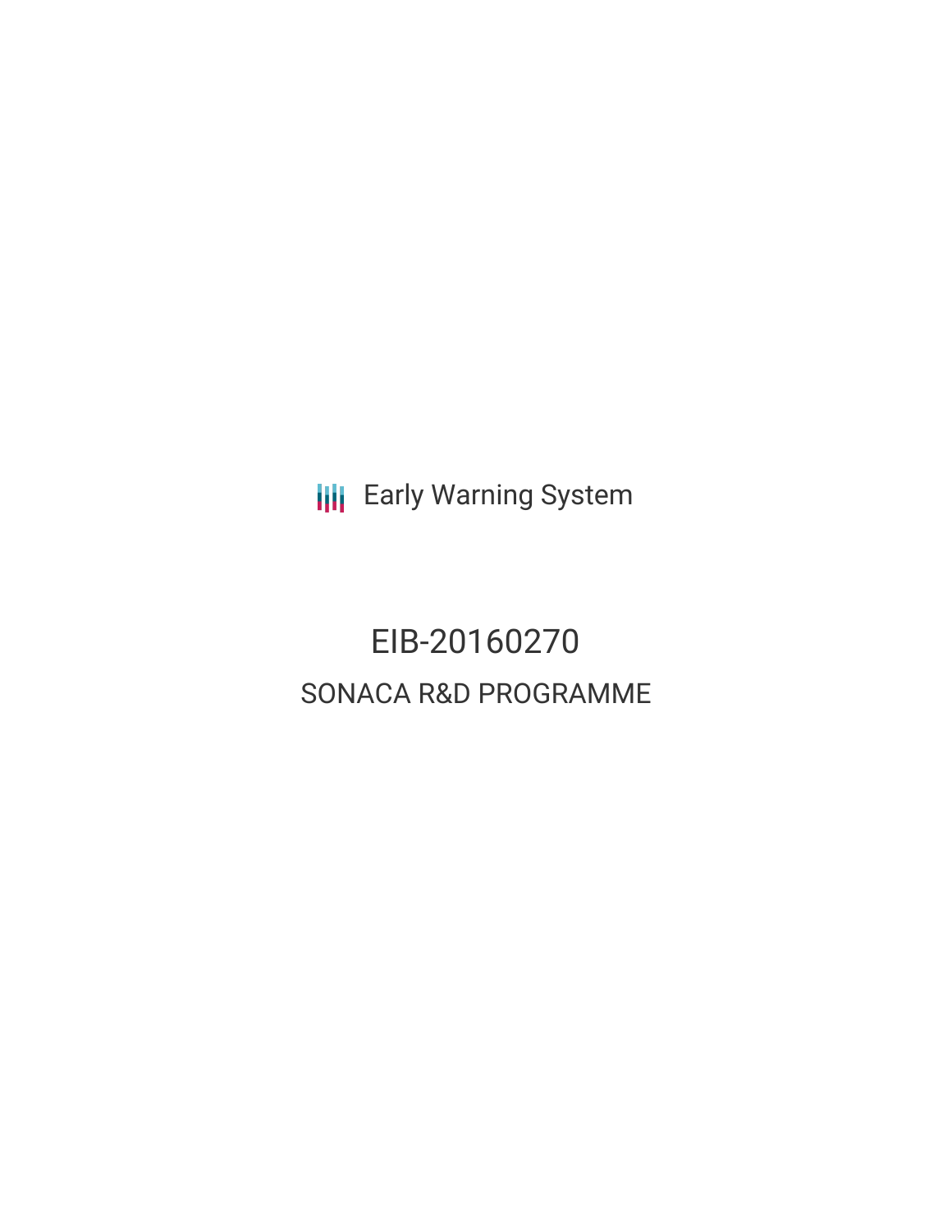Early Warning System

# EIB-20160270

## SONACA R&D PROGRAMME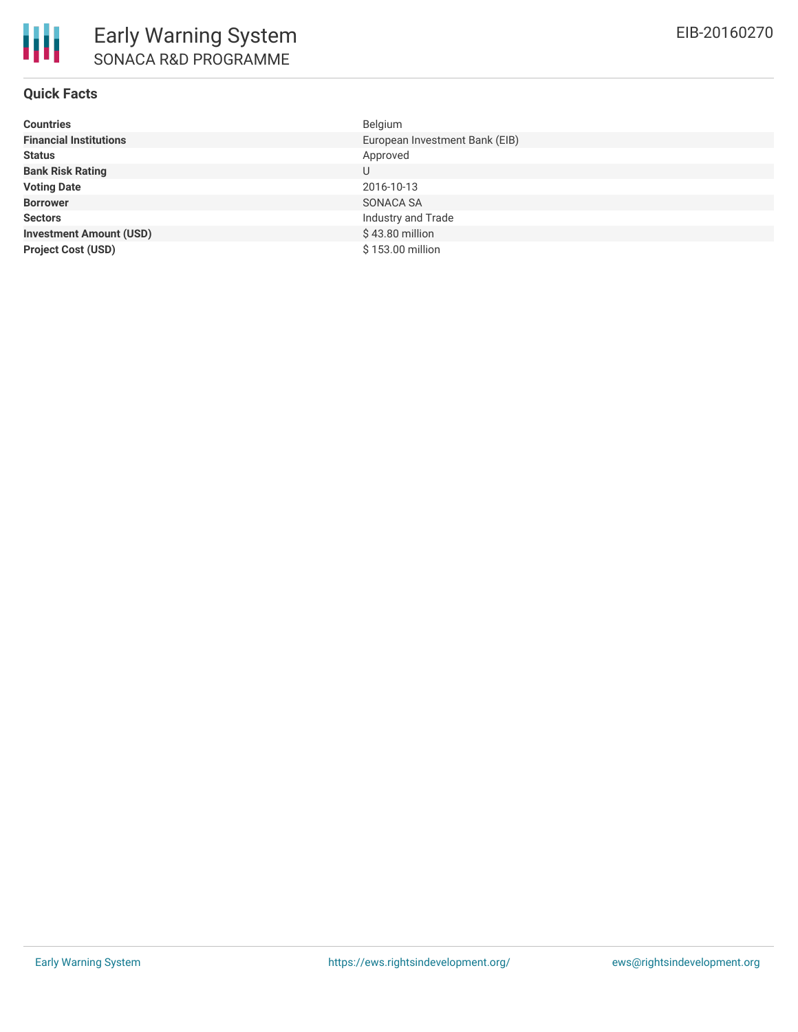# Early Warning System

## SONACA R&D PROGRAMME

EIB-20160270

### Quick Facts

| | |
|---|---|
| **Countries** | Belgium |
| **Financial Institutions** | European Investment Bank (EIB) |
| **Status** | Approved |
| **Bank Risk Rating** | U |
| **Voting Date** | 2016-10-13 |
| **Borrower** | SONACA SA |
| **Sectors** | Industry and Trade |
| **Investment Amount (USD)** | $ 43.80 million |
| **Project Cost (USD)** | $ 153.00 million |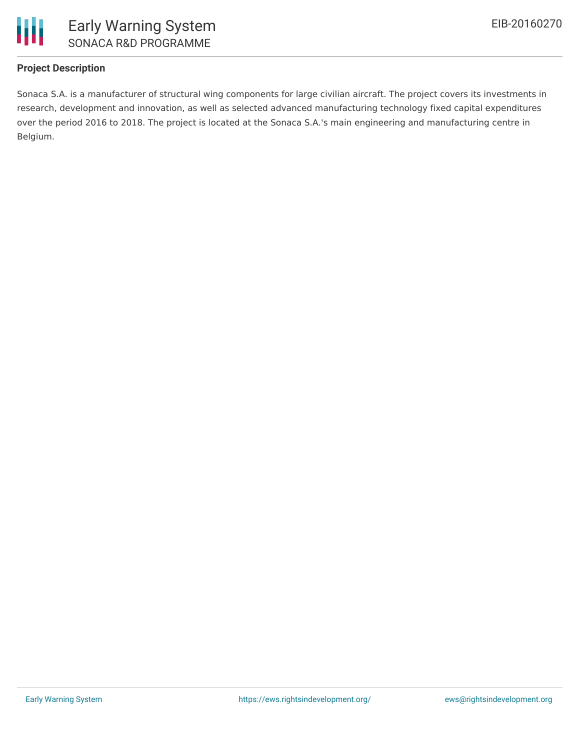**Project Description**

Sonaca S.A. is a manufacturer of structural wing components for large civilian aircraft. The project covers its investments in research, development and innovation, as well as selected advanced manufacturing technology fixed capital expenditures over the period 2016 to 2018. The project is located at the Sonaca S.A.'s main engineering and manufacturing centre in Belgium.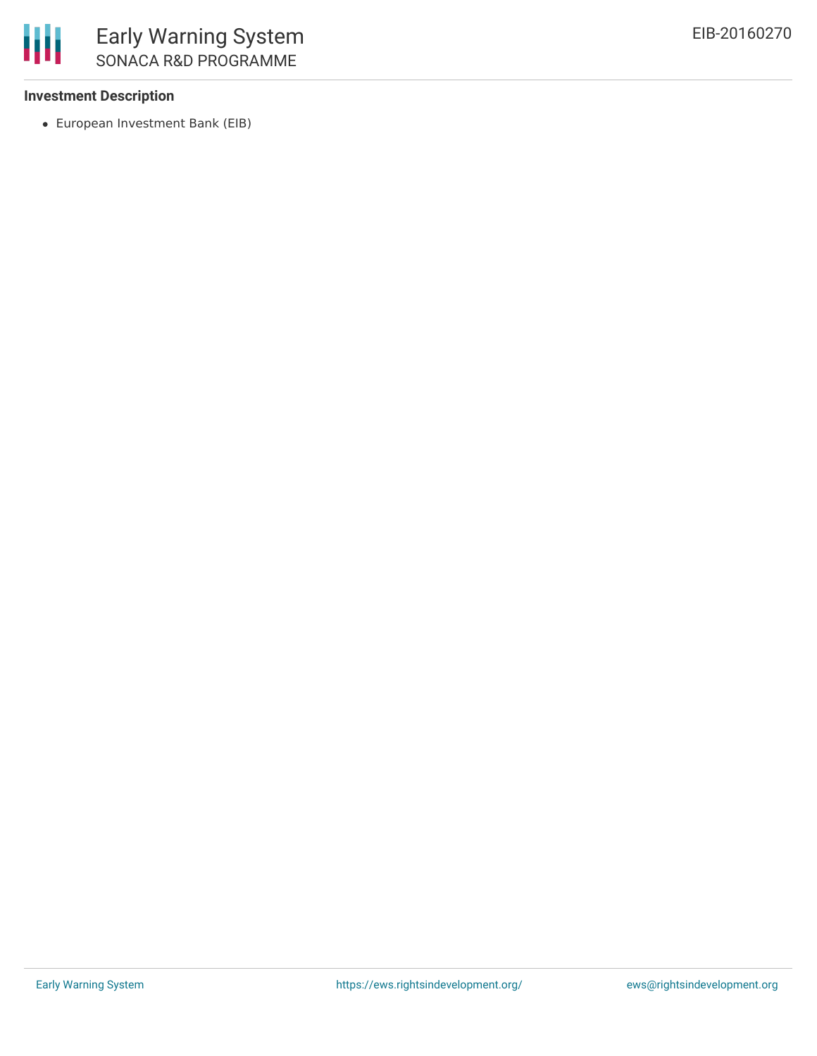### Investment Description

- European Investment Bank (EIB)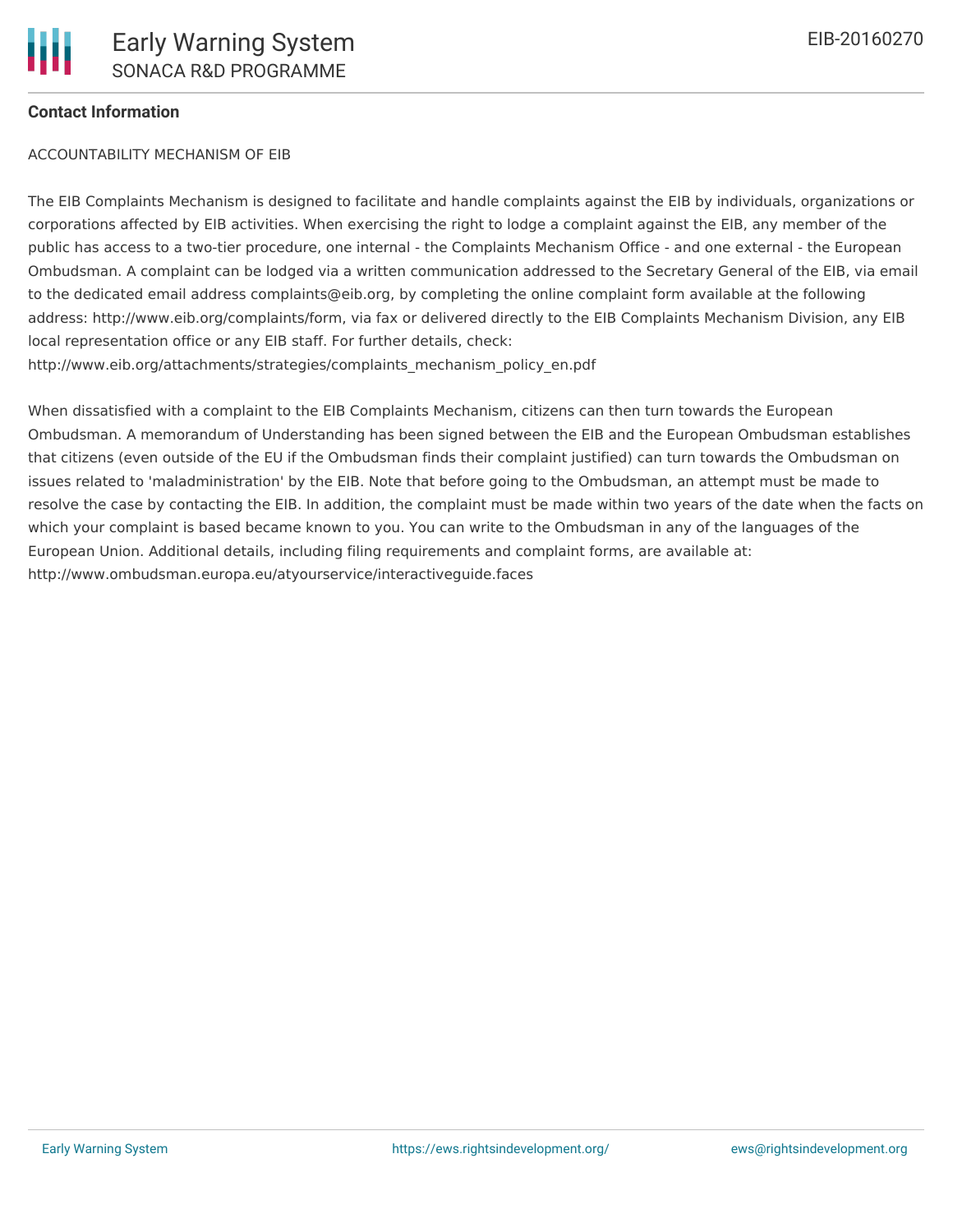**Contact Information**

ACCOUNTABILITY MECHANISM OF EIB

The EIB Complaints Mechanism is designed to facilitate and handle complaints against the EIB by individuals, organizations or corporations affected by EIB activities. When exercising the right to lodge a complaint against the EIB, any member of the public has access to a two-tier procedure, one internal - the Complaints Mechanism Office - and one external - the European Ombudsman. A complaint can be lodged via a written communication addressed to the Secretary General of the EIB, via email to the dedicated email address complaints@eib.org, by completing the online complaint form available at the following address: http://www.eib.org/complaints/form, via fax or delivered directly to the EIB Complaints Mechanism Division, any EIB local representation office or any EIB staff. For further details, check: http://www.eib.org/attachments/strategies/complaints_mechanism_policy_en.pdf

When dissatisfied with a complaint to the EIB Complaints Mechanism, citizens can then turn towards the European Ombudsman. A memorandum of Understanding has been signed between the EIB and the European Ombudsman establishes that citizens (even outside of the EU if the Ombudsman finds their complaint justified) can turn towards the Ombudsman on issues related to 'maladministration' by the EIB. Note that before going to the Ombudsman, an attempt must be made to resolve the case by contacting the EIB. In addition, the complaint must be made within two years of the date when the facts on which your complaint is based became known to you. You can write to the Ombudsman in any of the languages of the European Union. Additional details, including filing requirements and complaint forms, are available at: http://www.ombudsman.europa.eu/atyourservice/interactiveguide.faces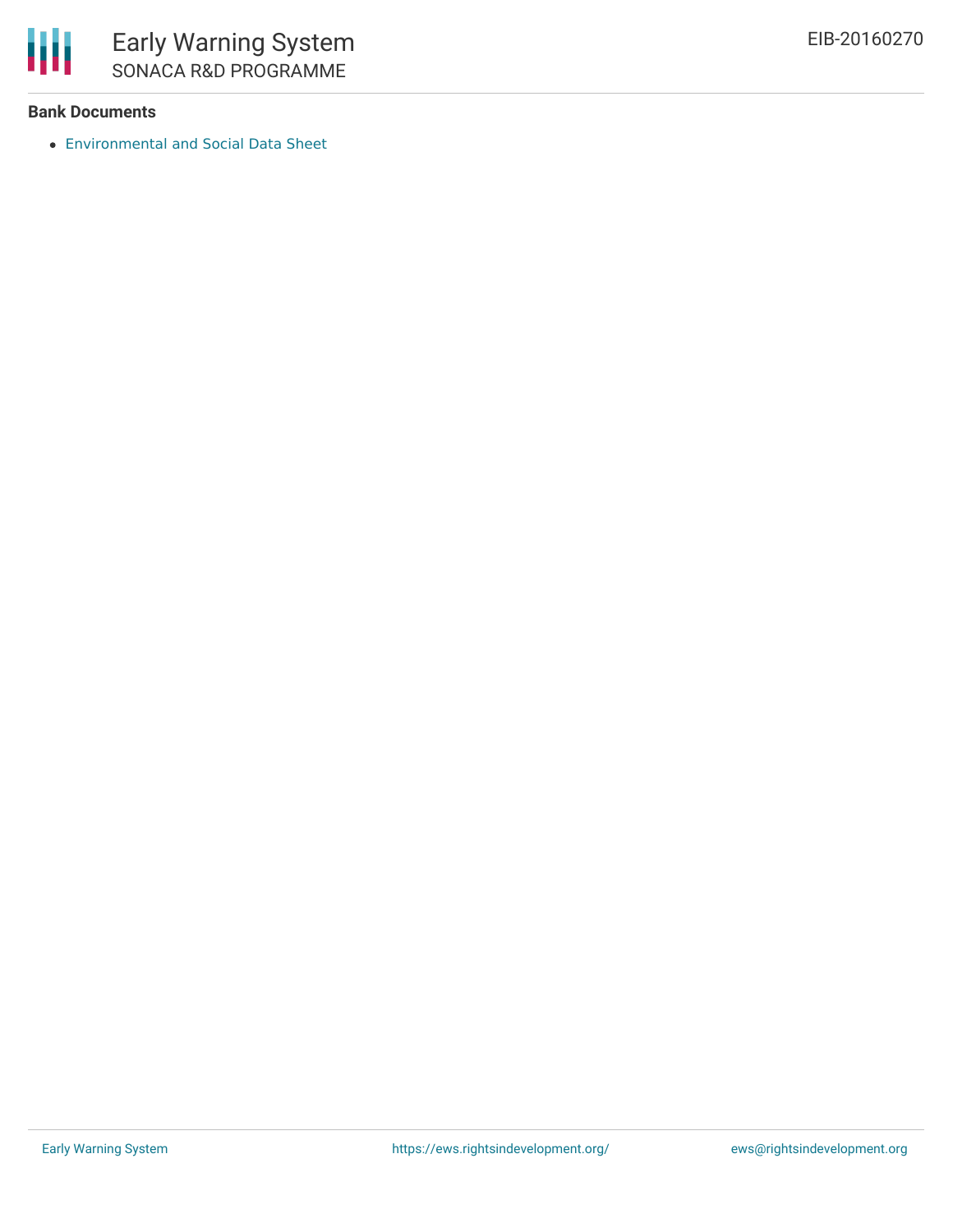**Bank Documents**

- Environmental and Social Data Sheet